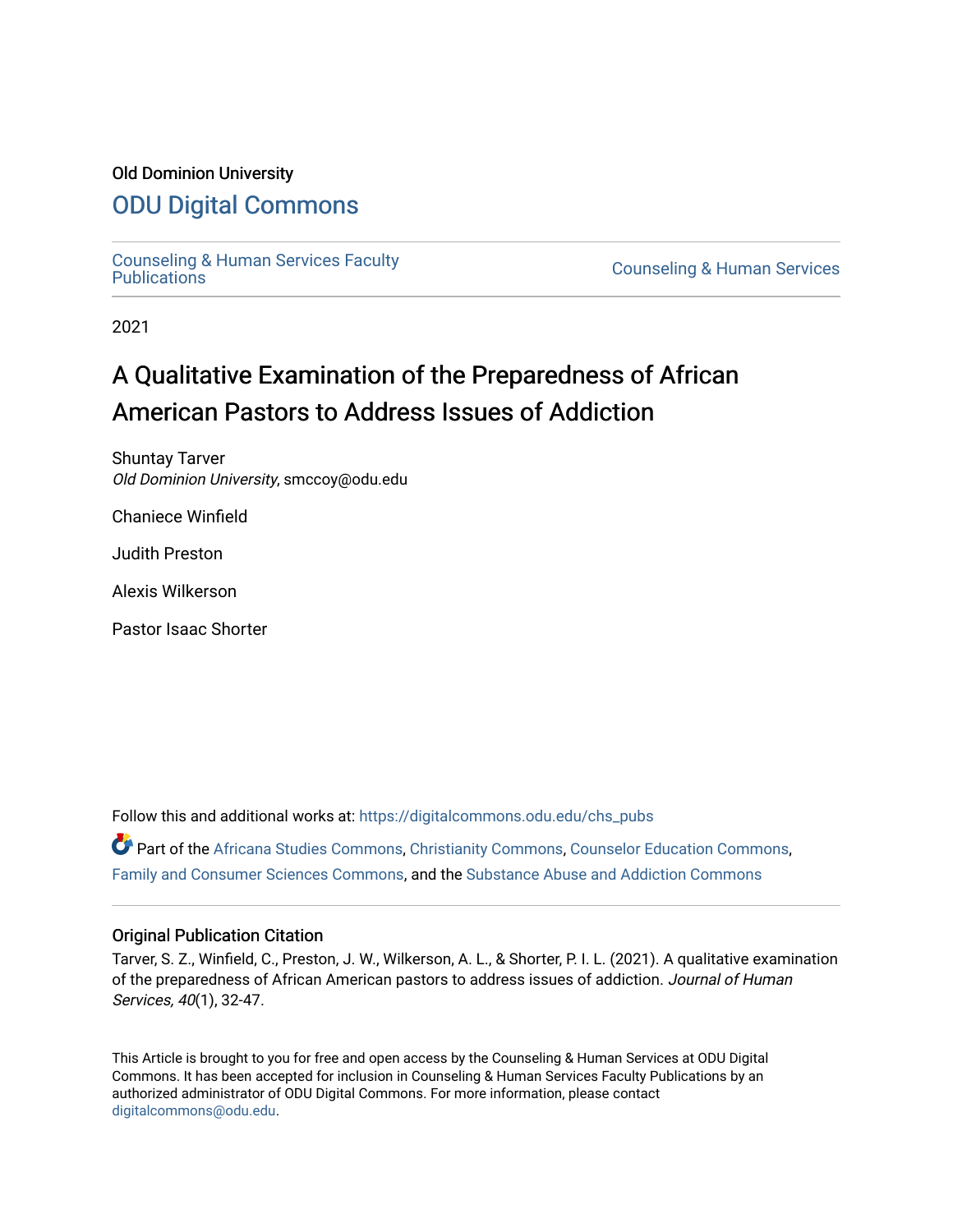Old Dominion University

# ODU Digital Commons

Counseling & Human Services Faculty Publications

Counseling & Human Services

2021

# A Qualitative Examination of the Preparedness of African American Pastors to Address Issues of Addiction

Shuntay Tarver
*Old Dominion University*, smccoy@odu.edu

Chaniece Winfield

Judith Preston

Alexis Wilkerson

Pastor Isaac Shorter

Follow this and additional works at: https://digitalcommons.odu.edu/chs_pubs

Part of the Africana Studies Commons, Christianity Commons, Counselor Education Commons, Family and Consumer Sciences Commons, and the Substance Abuse and Addiction Commons

## Original Publication Citation

Tarver, S. Z., Winfield, C., Preston, J. W., Wilkerson, A. L., & Shorter, P. I. L. (2021). A qualitative examination of the preparedness of African American pastors to address issues of addiction. *Journal of Human Services, 40*(1), 32-47.

This Article is brought to you for free and open access by the Counseling & Human Services at ODU Digital Commons. It has been accepted for inclusion in Counseling & Human Services Faculty Publications by an authorized administrator of ODU Digital Commons. For more information, please contact digitalcommons@odu.edu.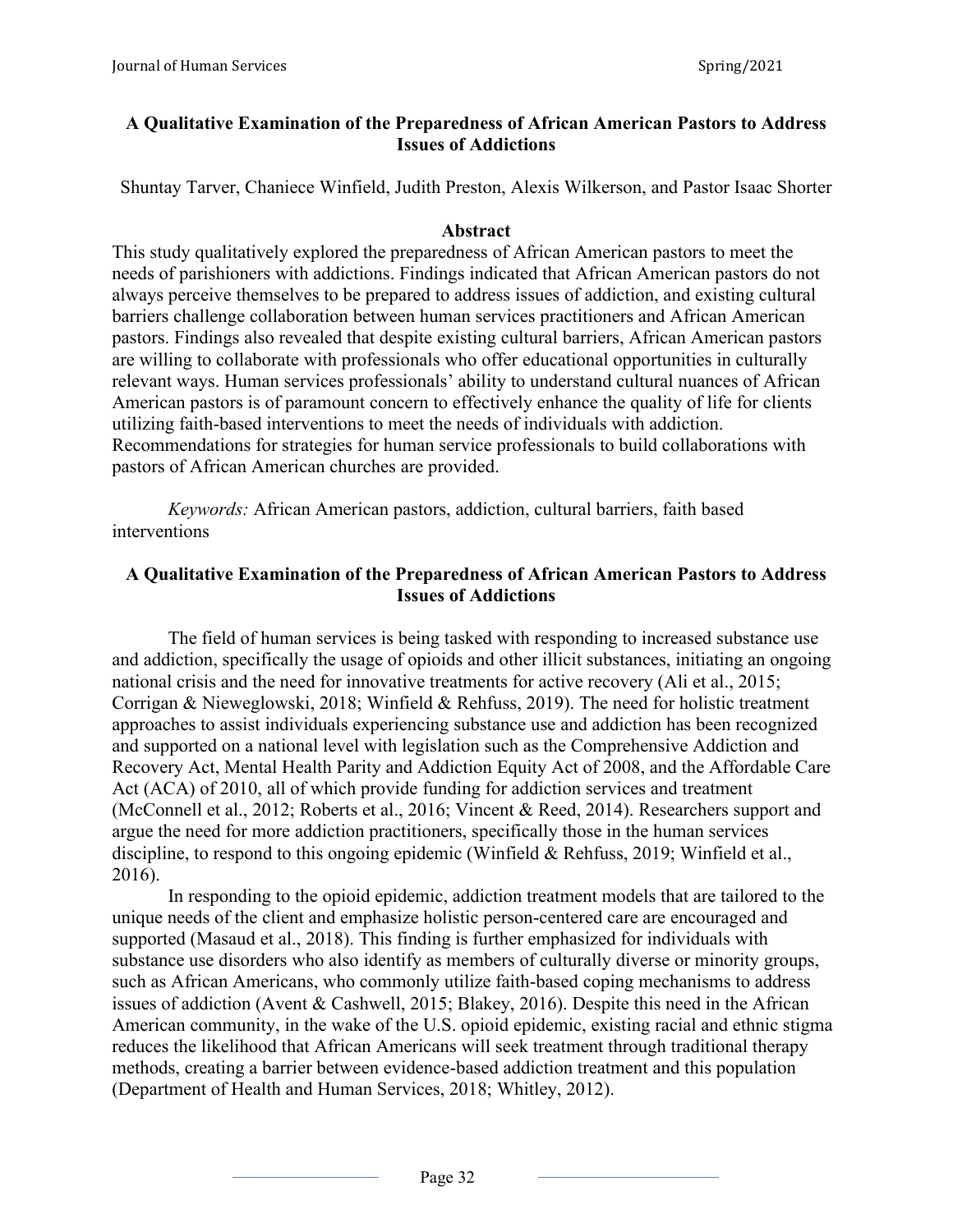## A Qualitative Examination of the Preparedness of African American Pastors to Address Issues of Addictions

Shuntay Tarver, Chaniece Winfield, Judith Preston, Alexis Wilkerson, and Pastor Isaac Shorter

### Abstract

This study qualitatively explored the preparedness of African American pastors to meet the needs of parishioners with addictions. Findings indicated that African American pastors do not always perceive themselves to be prepared to address issues of addiction, and existing cultural barriers challenge collaboration between human services practitioners and African American pastors. Findings also revealed that despite existing cultural barriers, African American pastors are willing to collaborate with professionals who offer educational opportunities in culturally relevant ways. Human services professionals' ability to understand cultural nuances of African American pastors is of paramount concern to effectively enhance the quality of life for clients utilizing faith-based interventions to meet the needs of individuals with addiction. Recommendations for strategies for human service professionals to build collaborations with pastors of African American churches are provided.

*Keywords:* African American pastors, addiction, cultural barriers, faith based interventions

## A Qualitative Examination of the Preparedness of African American Pastors to Address Issues of Addictions

The field of human services is being tasked with responding to increased substance use and addiction, specifically the usage of opioids and other illicit substances, initiating an ongoing national crisis and the need for innovative treatments for active recovery (Ali et al., 2015; Corrigan & Nieweglowski, 2018; Winfield & Rehfuss, 2019). The need for holistic treatment approaches to assist individuals experiencing substance use and addiction has been recognized and supported on a national level with legislation such as the Comprehensive Addiction and Recovery Act, Mental Health Parity and Addiction Equity Act of 2008, and the Affordable Care Act (ACA) of 2010, all of which provide funding for addiction services and treatment (McConnell et al., 2012; Roberts et al., 2016; Vincent & Reed, 2014). Researchers support and argue the need for more addiction practitioners, specifically those in the human services discipline, to respond to this ongoing epidemic (Winfield & Rehfuss, 2019; Winfield et al., 2016).

In responding to the opioid epidemic, addiction treatment models that are tailored to the unique needs of the client and emphasize holistic person-centered care are encouraged and supported (Masaud et al., 2018). This finding is further emphasized for individuals with substance use disorders who also identify as members of culturally diverse or minority groups, such as African Americans, who commonly utilize faith-based coping mechanisms to address issues of addiction (Avent & Cashwell, 2015; Blakey, 2016). Despite this need in the African American community, in the wake of the U.S. opioid epidemic, existing racial and ethnic stigma reduces the likelihood that African Americans will seek treatment through traditional therapy methods, creating a barrier between evidence-based addiction treatment and this population (Department of Health and Human Services, 2018; Whitley, 2012).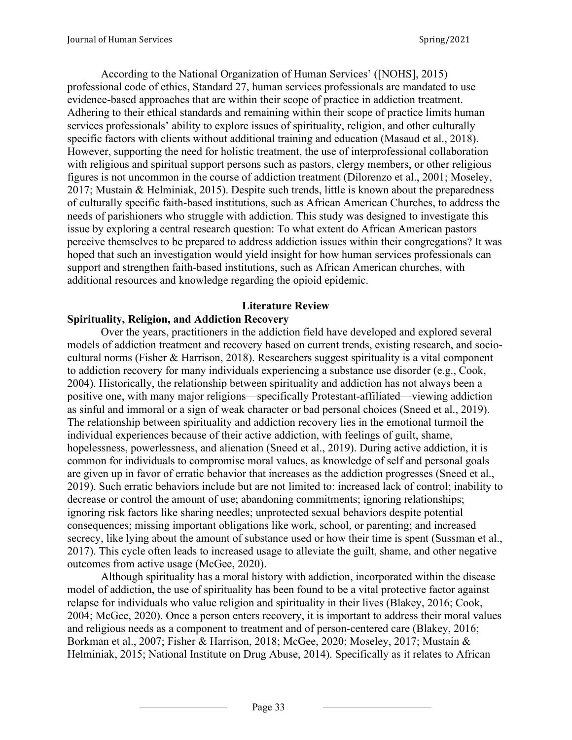According to the National Organization of Human Services' ([NOHS], 2015) professional code of ethics, Standard 27, human services professionals are mandated to use evidence-based approaches that are within their scope of practice in addiction treatment. Adhering to their ethical standards and remaining within their scope of practice limits human services professionals' ability to explore issues of spirituality, religion, and other culturally specific factors with clients without additional training and education (Masaud et al., 2018). However, supporting the need for holistic treatment, the use of interprofessional collaboration with religious and spiritual support persons such as pastors, clergy members, or other religious figures is not uncommon in the course of addiction treatment (Dilorenzo et al., 2001; Moseley, 2017; Mustain & Helminiak, 2015). Despite such trends, little is known about the preparedness of culturally specific faith-based institutions, such as African American Churches, to address the needs of parishioners who struggle with addiction. This study was designed to investigate this issue by exploring a central research question: To what extent do African American pastors perceive themselves to be prepared to address addiction issues within their congregations? It was hoped that such an investigation would yield insight for how human services professionals can support and strengthen faith-based institutions, such as African American churches, with additional resources and knowledge regarding the opioid epidemic.

## Literature Review

### Spirituality, Religion, and Addiction Recovery

Over the years, practitioners in the addiction field have developed and explored several models of addiction treatment and recovery based on current trends, existing research, and socio-cultural norms (Fisher & Harrison, 2018). Researchers suggest spirituality is a vital component to addiction recovery for many individuals experiencing a substance use disorder (e.g., Cook, 2004). Historically, the relationship between spirituality and addiction has not always been a positive one, with many major religions—specifically Protestant-affiliated—viewing addiction as sinful and immoral or a sign of weak character or bad personal choices (Sneed et al., 2019). The relationship between spirituality and addiction recovery lies in the emotional turmoil the individual experiences because of their active addiction, with feelings of guilt, shame, hopelessness, powerlessness, and alienation (Sneed et al., 2019). During active addiction, it is common for individuals to compromise moral values, as knowledge of self and personal goals are given up in favor of erratic behavior that increases as the addiction progresses (Sneed et al., 2019). Such erratic behaviors include but are not limited to: increased lack of control; inability to decrease or control the amount of use; abandoning commitments; ignoring relationships; ignoring risk factors like sharing needles; unprotected sexual behaviors despite potential consequences; missing important obligations like work, school, or parenting; and increased secrecy, like lying about the amount of substance used or how their time is spent (Sussman et al., 2017). This cycle often leads to increased usage to alleviate the guilt, shame, and other negative outcomes from active usage (McGee, 2020).

Although spirituality has a moral history with addiction, incorporated within the disease model of addiction, the use of spirituality has been found to be a vital protective factor against relapse for individuals who value religion and spirituality in their lives (Blakey, 2016; Cook, 2004; McGee, 2020). Once a person enters recovery, it is important to address their moral values and religious needs as a component to treatment and of person-centered care (Blakey, 2016; Borkman et al., 2007; Fisher & Harrison, 2018; McGee, 2020; Moseley, 2017; Mustain & Helminiak, 2015; National Institute on Drug Abuse, 2014). Specifically as it relates to African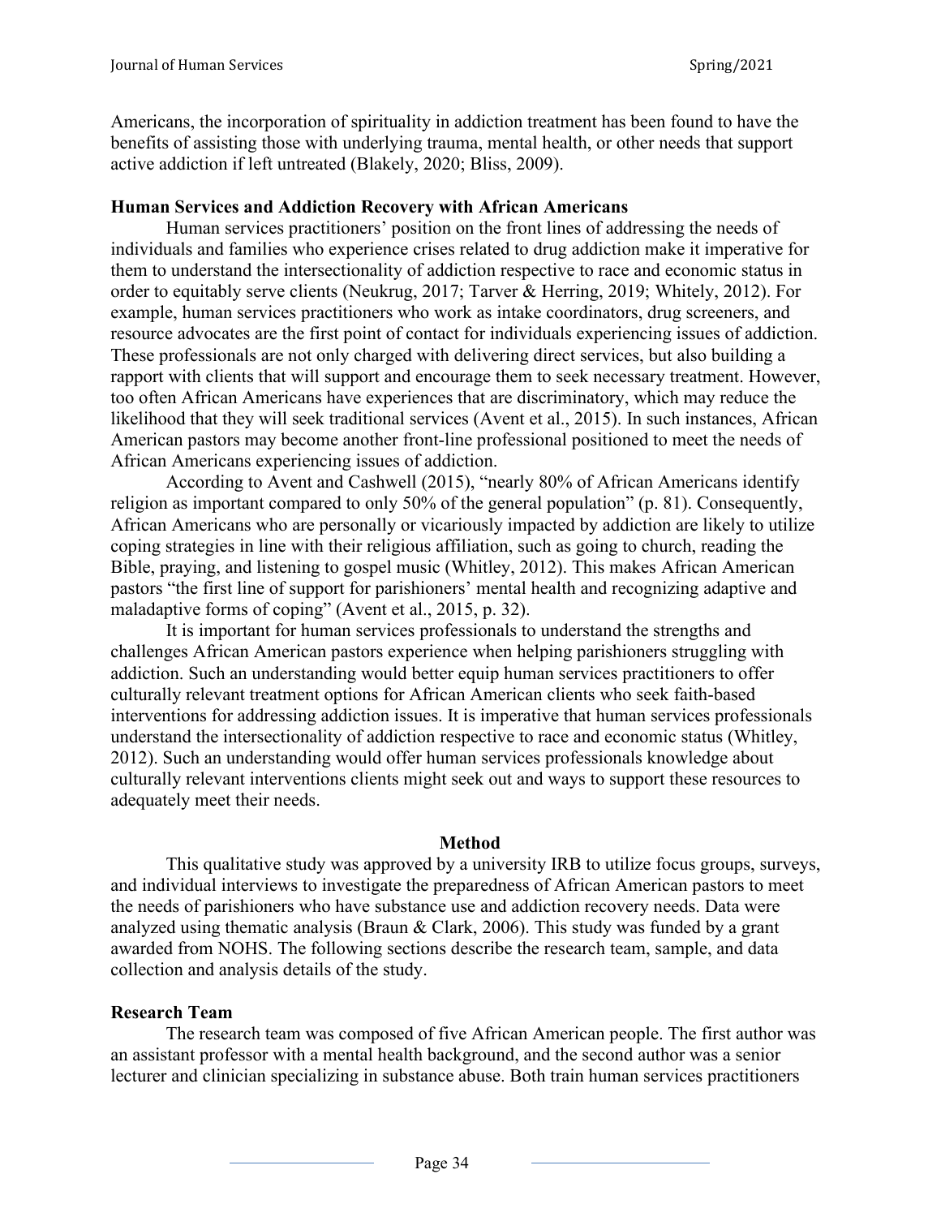Americans, the incorporation of spirituality in addiction treatment has been found to have the benefits of assisting those with underlying trauma, mental health, or other needs that support active addiction if left untreated (Blakely, 2020; Bliss, 2009).

### Human Services and Addiction Recovery with African Americans

Human services practitioners' position on the front lines of addressing the needs of individuals and families who experience crises related to drug addiction make it imperative for them to understand the intersectionality of addiction respective to race and economic status in order to equitably serve clients (Neukrug, 2017; Tarver & Herring, 2019; Whitely, 2012). For example, human services practitioners who work as intake coordinators, drug screeners, and resource advocates are the first point of contact for individuals experiencing issues of addiction. These professionals are not only charged with delivering direct services, but also building a rapport with clients that will support and encourage them to seek necessary treatment. However, too often African Americans have experiences that are discriminatory, which may reduce the likelihood that they will seek traditional services (Avent et al., 2015). In such instances, African American pastors may become another front-line professional positioned to meet the needs of African Americans experiencing issues of addiction.

According to Avent and Cashwell (2015), "nearly 80% of African Americans identify religion as important compared to only 50% of the general population" (p. 81). Consequently, African Americans who are personally or vicariously impacted by addiction are likely to utilize coping strategies in line with their religious affiliation, such as going to church, reading the Bible, praying, and listening to gospel music (Whitley, 2012). This makes African American pastors "the first line of support for parishioners' mental health and recognizing adaptive and maladaptive forms of coping" (Avent et al., 2015, p. 32).

It is important for human services professionals to understand the strengths and challenges African American pastors experience when helping parishioners struggling with addiction. Such an understanding would better equip human services practitioners to offer culturally relevant treatment options for African American clients who seek faith-based interventions for addressing addiction issues. It is imperative that human services professionals understand the intersectionality of addiction respective to race and economic status (Whitley, 2012). Such an understanding would offer human services professionals knowledge about culturally relevant interventions clients might seek out and ways to support these resources to adequately meet their needs.

## Method

This qualitative study was approved by a university IRB to utilize focus groups, surveys, and individual interviews to investigate the preparedness of African American pastors to meet the needs of parishioners who have substance use and addiction recovery needs. Data were analyzed using thematic analysis (Braun & Clark, 2006). This study was funded by a grant awarded from NOHS. The following sections describe the research team, sample, and data collection and analysis details of the study.

### Research Team

The research team was composed of five African American people. The first author was an assistant professor with a mental health background, and the second author was a senior lecturer and clinician specializing in substance abuse. Both train human services practitioners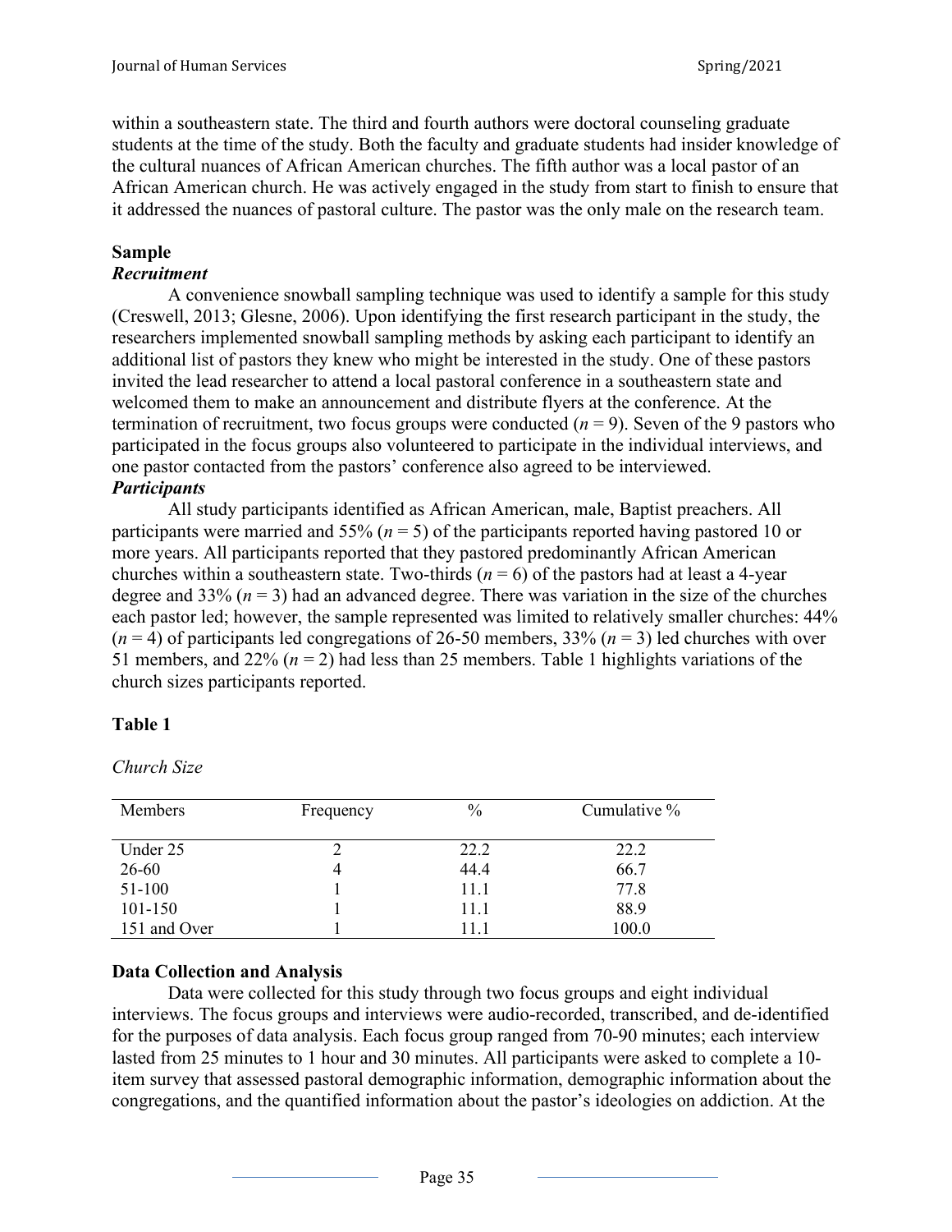within a southeastern state. The third and fourth authors were doctoral counseling graduate students at the time of the study. Both the faculty and graduate students had insider knowledge of the cultural nuances of African American churches. The fifth author was a local pastor of an African American church. He was actively engaged in the study from start to finish to ensure that it addressed the nuances of pastoral culture. The pastor was the only male on the research team.

## Sample

### *Recruitment*

A convenience snowball sampling technique was used to identify a sample for this study (Creswell, 2013; Glesne, 2006). Upon identifying the first research participant in the study, the researchers implemented snowball sampling methods by asking each participant to identify an additional list of pastors they knew who might be interested in the study. One of these pastors invited the lead researcher to attend a local pastoral conference in a southeastern state and welcomed them to make an announcement and distribute flyers at the conference. At the termination of recruitment, two focus groups were conducted ($n = 9$). Seven of the 9 pastors who participated in the focus groups also volunteered to participate in the individual interviews, and one pastor contacted from the pastors' conference also agreed to be interviewed.

### *Participants*

All study participants identified as African American, male, Baptist preachers. All participants were married and 55% ($n = 5$) of the participants reported having pastored 10 or more years. All participants reported that they pastored predominantly African American churches within a southeastern state. Two-thirds ($n = 6$) of the pastors had at least a 4-year degree and 33% ($n = 3$) had an advanced degree. There was variation in the size of the churches each pastor led; however, the sample represented was limited to relatively smaller churches: 44% ($n = 4$) of participants led congregations of 26-50 members, 33% ($n = 3$) led churches with over 51 members, and 22% ($n = 2$) had less than 25 members. Table 1 highlights variations of the church sizes participants reported.

**Table 1**

*Church Size*

| Members | Frequency | % | Cumulative % |
|---|---|---|---|
| Under 25 | 2 | 22.2 | 22.2 |
| 26-60 | 4 | 44.4 | 66.7 |
| 51-100 | 1 | 11.1 | 77.8 |
| 101-150 | 1 | 11.1 | 88.9 |
| 151 and Over | 1 | 11.1 | 100.0 |

## Data Collection and Analysis

Data were collected for this study through two focus groups and eight individual interviews. The focus groups and interviews were audio-recorded, transcribed, and de-identified for the purposes of data analysis. Each focus group ranged from 70-90 minutes; each interview lasted from 25 minutes to 1 hour and 30 minutes. All participants were asked to complete a 10-item survey that assessed pastoral demographic information, demographic information about the congregations, and the quantified information about the pastor's ideologies on addiction. At the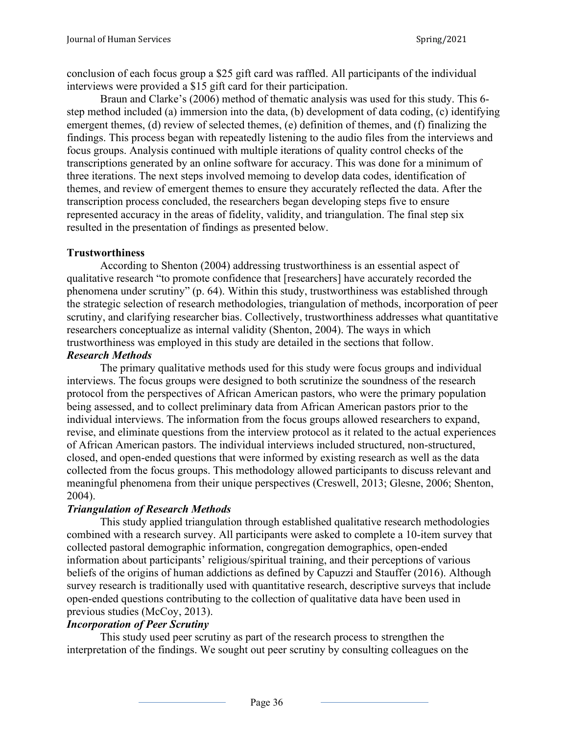conclusion of each focus group a $25 gift card was raffled. All participants of the individual interviews were provided a $15 gift card for their participation.

Braun and Clarke's (2006) method of thematic analysis was used for this study. This 6-step method included (a) immersion into the data, (b) development of data coding, (c) identifying emergent themes, (d) review of selected themes, (e) definition of themes, and (f) finalizing the findings. This process began with repeatedly listening to the audio files from the interviews and focus groups. Analysis continued with multiple iterations of quality control checks of the transcriptions generated by an online software for accuracy. This was done for a minimum of three iterations. The next steps involved memoing to develop data codes, identification of themes, and review of emergent themes to ensure they accurately reflected the data. After the transcription process concluded, the researchers began developing steps five to ensure represented accuracy in the areas of fidelity, validity, and triangulation. The final step six resulted in the presentation of findings as presented below.

## Trustworthiness

According to Shenton (2004) addressing trustworthiness is an essential aspect of qualitative research "to promote confidence that [researchers] have accurately recorded the phenomena under scrutiny" (p. 64). Within this study, trustworthiness was established through the strategic selection of research methodologies, triangulation of methods, incorporation of peer scrutiny, and clarifying researcher bias. Collectively, trustworthiness addresses what quantitative researchers conceptualize as internal validity (Shenton, 2004). The ways in which trustworthiness was employed in this study are detailed in the sections that follow.

### *Research Methods*

The primary qualitative methods used for this study were focus groups and individual interviews. The focus groups were designed to both scrutinize the soundness of the research protocol from the perspectives of African American pastors, who were the primary population being assessed, and to collect preliminary data from African American pastors prior to the individual interviews. The information from the focus groups allowed researchers to expand, revise, and eliminate questions from the interview protocol as it related to the actual experiences of African American pastors. The individual interviews included structured, non-structured, closed, and open-ended questions that were informed by existing research as well as the data collected from the focus groups. This methodology allowed participants to discuss relevant and meaningful phenomena from their unique perspectives (Creswell, 2013; Glesne, 2006; Shenton, 2004).

### *Triangulation of Research Methods*

This study applied triangulation through established qualitative research methodologies combined with a research survey. All participants were asked to complete a 10-item survey that collected pastoral demographic information, congregation demographics, open-ended information about participants' religious/spiritual training, and their perceptions of various beliefs of the origins of human addictions as defined by Capuzzi and Stauffer (2016). Although survey research is traditionally used with quantitative research, descriptive surveys that include open-ended questions contributing to the collection of qualitative data have been used in previous studies (McCoy, 2013).

### *Incorporation of Peer Scrutiny*

This study used peer scrutiny as part of the research process to strengthen the interpretation of the findings. We sought out peer scrutiny by consulting colleagues on the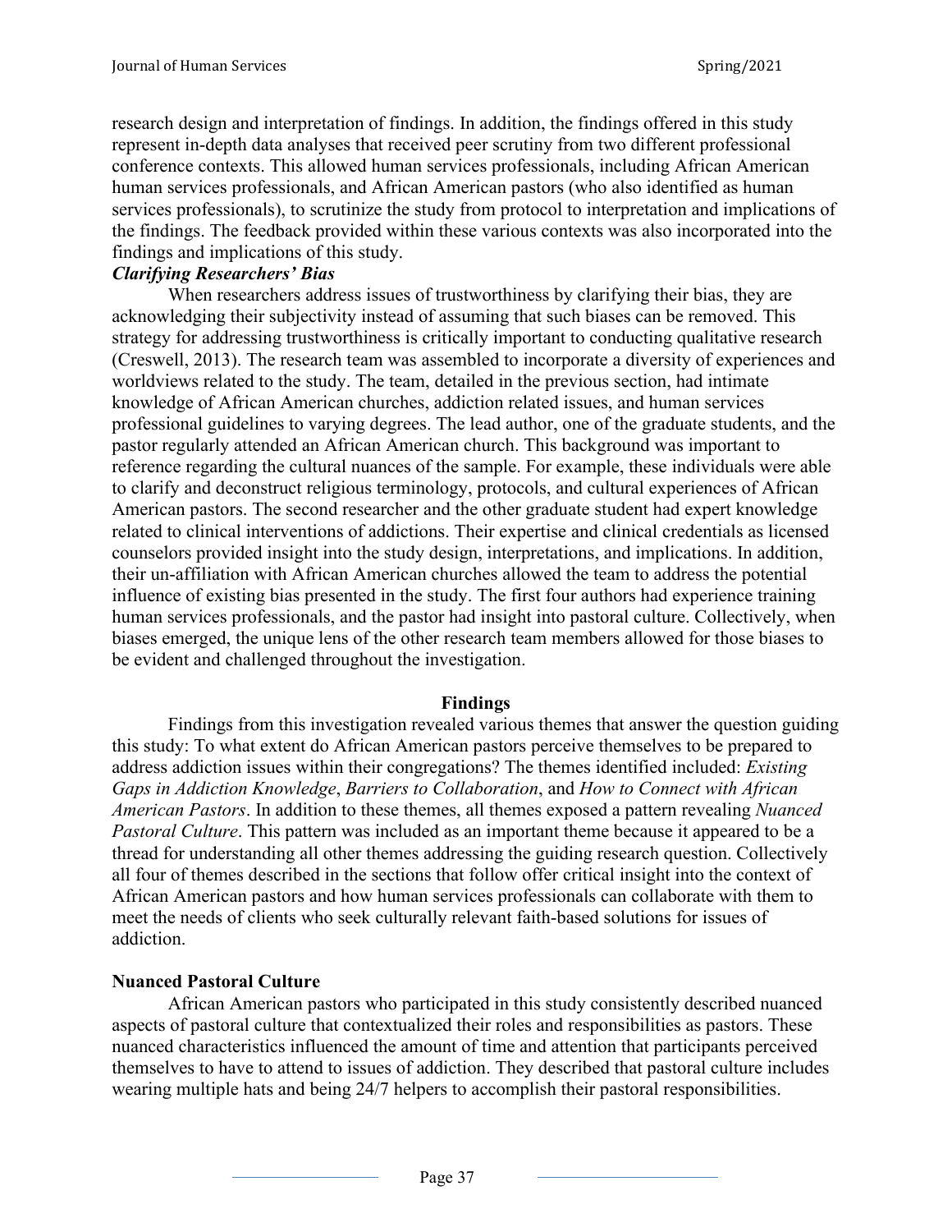research design and interpretation of findings. In addition, the findings offered in this study represent in-depth data analyses that received peer scrutiny from two different professional conference contexts. This allowed human services professionals, including African American human services professionals, and African American pastors (who also identified as human services professionals), to scrutinize the study from protocol to interpretation and implications of the findings. The feedback provided within these various contexts was also incorporated into the findings and implications of this study.

### *Clarifying Researchers' Bias*

When researchers address issues of trustworthiness by clarifying their bias, they are acknowledging their subjectivity instead of assuming that such biases can be removed. This strategy for addressing trustworthiness is critically important to conducting qualitative research (Creswell, 2013). The research team was assembled to incorporate a diversity of experiences and worldviews related to the study. The team, detailed in the previous section, had intimate knowledge of African American churches, addiction related issues, and human services professional guidelines to varying degrees. The lead author, one of the graduate students, and the pastor regularly attended an African American church. This background was important to reference regarding the cultural nuances of the sample. For example, these individuals were able to clarify and deconstruct religious terminology, protocols, and cultural experiences of African American pastors. The second researcher and the other graduate student had expert knowledge related to clinical interventions of addictions. Their expertise and clinical credentials as licensed counselors provided insight into the study design, interpretations, and implications. In addition, their un-affiliation with African American churches allowed the team to address the potential influence of existing bias presented in the study. The first four authors had experience training human services professionals, and the pastor had insight into pastoral culture. Collectively, when biases emerged, the unique lens of the other research team members allowed for those biases to be evident and challenged throughout the investigation.

## Findings

Findings from this investigation revealed various themes that answer the question guiding this study: To what extent do African American pastors perceive themselves to be prepared to address addiction issues within their congregations? The themes identified included: *Existing Gaps in Addiction Knowledge*, *Barriers to Collaboration*, and *How to Connect with African American Pastors*. In addition to these themes, all themes exposed a pattern revealing *Nuanced Pastoral Culture*. This pattern was included as an important theme because it appeared to be a thread for understanding all other themes addressing the guiding research question. Collectively all four of themes described in the sections that follow offer critical insight into the context of African American pastors and how human services professionals can collaborate with them to meet the needs of clients who seek culturally relevant faith-based solutions for issues of addiction.

### Nuanced Pastoral Culture

African American pastors who participated in this study consistently described nuanced aspects of pastoral culture that contextualized their roles and responsibilities as pastors. These nuanced characteristics influenced the amount of time and attention that participants perceived themselves to have to attend to issues of addiction. They described that pastoral culture includes wearing multiple hats and being 24/7 helpers to accomplish their pastoral responsibilities.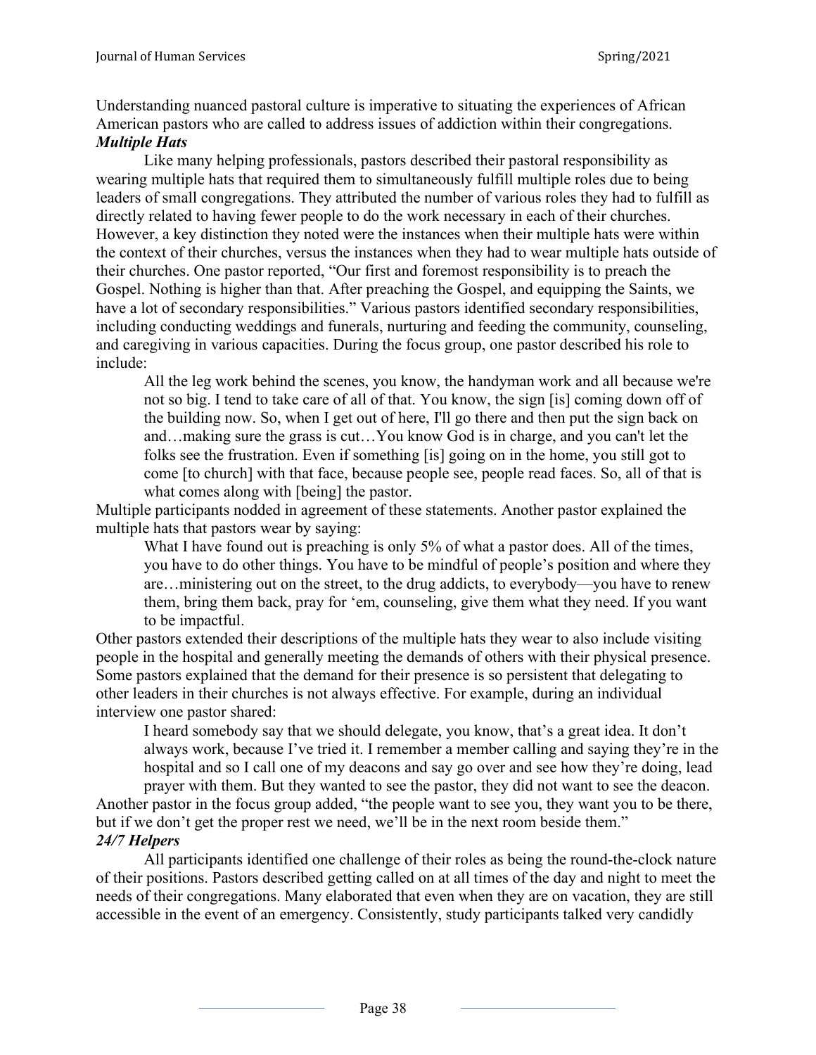Understanding nuanced pastoral culture is imperative to situating the experiences of African American pastors who are called to address issues of addiction within their congregations.

***Multiple Hats***

Like many helping professionals, pastors described their pastoral responsibility as wearing multiple hats that required them to simultaneously fulfill multiple roles due to being leaders of small congregations. They attributed the number of various roles they had to fulfill as directly related to having fewer people to do the work necessary in each of their churches. However, a key distinction they noted were the instances when their multiple hats were within the context of their churches, versus the instances when they had to wear multiple hats outside of their churches. One pastor reported, "Our first and foremost responsibility is to preach the Gospel. Nothing is higher than that. After preaching the Gospel, and equipping the Saints, we have a lot of secondary responsibilities." Various pastors identified secondary responsibilities, including conducting weddings and funerals, nurturing and feeding the community, counseling, and caregiving in various capacities. During the focus group, one pastor described his role to include:

> All the leg work behind the scenes, you know, the handyman work and all because we're not so big. I tend to take care of all of that. You know, the sign [is] coming down off of the building now. So, when I get out of here, I'll go there and then put the sign back on and…making sure the grass is cut…You know God is in charge, and you can't let the folks see the frustration. Even if something [is] going on in the home, you still got to come [to church] with that face, because people see, people read faces. So, all of that is what comes along with [being] the pastor.

Multiple participants nodded in agreement of these statements. Another pastor explained the multiple hats that pastors wear by saying:

> What I have found out is preaching is only 5% of what a pastor does. All of the times, you have to do other things. You have to be mindful of people's position and where they are…ministering out on the street, to the drug addicts, to everybody—you have to renew them, bring them back, pray for 'em, counseling, give them what they need. If you want to be impactful.

Other pastors extended their descriptions of the multiple hats they wear to also include visiting people in the hospital and generally meeting the demands of others with their physical presence. Some pastors explained that the demand for their presence is so persistent that delegating to other leaders in their churches is not always effective. For example, during an individual interview one pastor shared:

> I heard somebody say that we should delegate, you know, that's a great idea. It don't always work, because I've tried it. I remember a member calling and saying they're in the hospital and so I call one of my deacons and say go over and see how they're doing, lead prayer with them. But they wanted to see the pastor, they did not want to see the deacon.

Another pastor in the focus group added, "the people want to see you, they want you to be there, but if we don't get the proper rest we need, we'll be in the next room beside them."

***24/7 Helpers***

All participants identified one challenge of their roles as being the round-the-clock nature of their positions. Pastors described getting called on at all times of the day and night to meet the needs of their congregations. Many elaborated that even when they are on vacation, they are still accessible in the event of an emergency. Consistently, study participants talked very candidly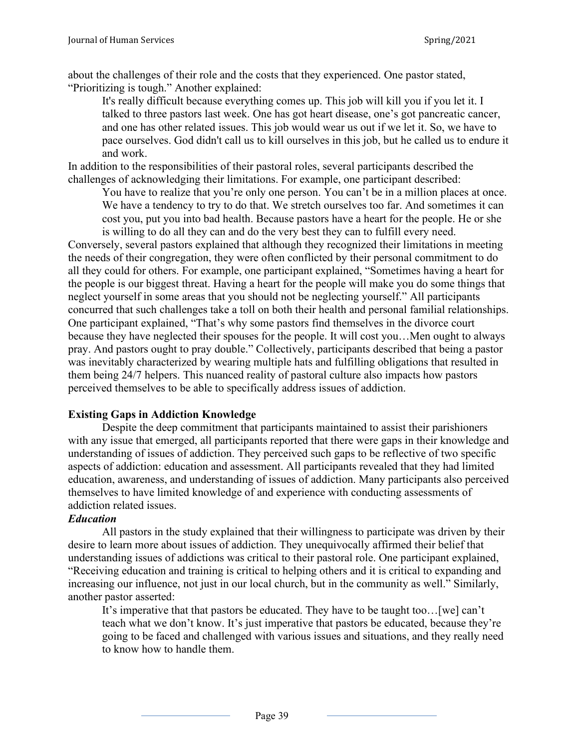about the challenges of their role and the costs that they experienced. One pastor stated, "Prioritizing is tough." Another explained:

> It's really difficult because everything comes up. This job will kill you if you let it. I talked to three pastors last week. One has got heart disease, one's got pancreatic cancer, and one has other related issues. This job would wear us out if we let it. So, we have to pace ourselves. God didn't call us to kill ourselves in this job, but he called us to endure it and work.

In addition to the responsibilities of their pastoral roles, several participants described the challenges of acknowledging their limitations. For example, one participant described:

> You have to realize that you're only one person. You can't be in a million places at once. We have a tendency to try to do that. We stretch ourselves too far. And sometimes it can cost you, put you into bad health. Because pastors have a heart for the people. He or she is willing to do all they can and do the very best they can to fulfill every need.

Conversely, several pastors explained that although they recognized their limitations in meeting the needs of their congregation, they were often conflicted by their personal commitment to do all they could for others. For example, one participant explained, "Sometimes having a heart for the people is our biggest threat. Having a heart for the people will make you do some things that neglect yourself in some areas that you should not be neglecting yourself." All participants concurred that such challenges take a toll on both their health and personal familial relationships. One participant explained, "That's why some pastors find themselves in the divorce court because they have neglected their spouses for the people. It will cost you…Men ought to always pray. And pastors ought to pray double." Collectively, participants described that being a pastor was inevitably characterized by wearing multiple hats and fulfilling obligations that resulted in them being 24/7 helpers. This nuanced reality of pastoral culture also impacts how pastors perceived themselves to be able to specifically address issues of addiction.

**Existing Gaps in Addiction Knowledge**

Despite the deep commitment that participants maintained to assist their parishioners with any issue that emerged, all participants reported that there were gaps in their knowledge and understanding of issues of addiction. They perceived such gaps to be reflective of two specific aspects of addiction: education and assessment. All participants revealed that they had limited education, awareness, and understanding of issues of addiction. Many participants also perceived themselves to have limited knowledge of and experience with conducting assessments of addiction related issues.

***Education***

All pastors in the study explained that their willingness to participate was driven by their desire to learn more about issues of addiction. They unequivocally affirmed their belief that understanding issues of addictions was critical to their pastoral role. One participant explained, "Receiving education and training is critical to helping others and it is critical to expanding and increasing our influence, not just in our local church, but in the community as well." Similarly, another pastor asserted:

> It's imperative that that pastors be educated. They have to be taught too…[we] can't teach what we don't know. It's just imperative that pastors be educated, because they're going to be faced and challenged with various issues and situations, and they really need to know how to handle them.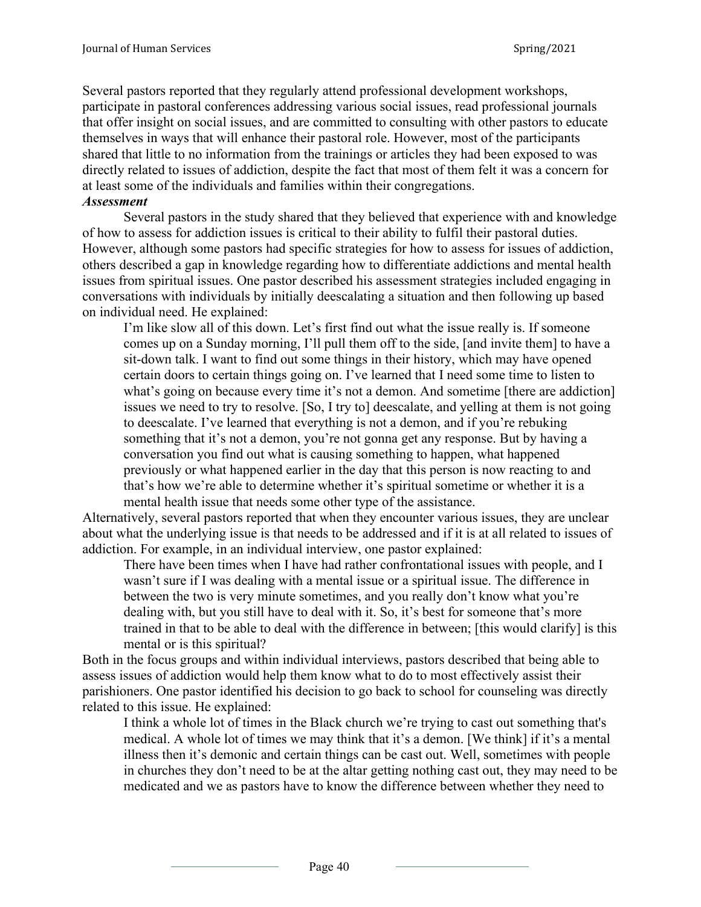Several pastors reported that they regularly attend professional development workshops, participate in pastoral conferences addressing various social issues, read professional journals that offer insight on social issues, and are committed to consulting with other pastors to educate themselves in ways that will enhance their pastoral role. However, most of the participants shared that little to no information from the trainings or articles they had been exposed to was directly related to issues of addiction, despite the fact that most of them felt it was a concern for at least some of the individuals and families within their congregations.

***Assessment***

Several pastors in the study shared that they believed that experience with and knowledge of how to assess for addiction issues is critical to their ability to fulfil their pastoral duties. However, although some pastors had specific strategies for how to assess for issues of addiction, others described a gap in knowledge regarding how to differentiate addictions and mental health issues from spiritual issues. One pastor described his assessment strategies included engaging in conversations with individuals by initially deescalating a situation and then following up based on individual need. He explained:

> I'm like slow all of this down. Let's first find out what the issue really is. If someone comes up on a Sunday morning, I'll pull them off to the side, [and invite them] to have a sit-down talk. I want to find out some things in their history, which may have opened certain doors to certain things going on. I've learned that I need some time to listen to what's going on because every time it's not a demon. And sometime [there are addiction] issues we need to try to resolve. [So, I try to] deescalate, and yelling at them is not going to deescalate. I've learned that everything is not a demon, and if you're rebuking something that it's not a demon, you're not gonna get any response. But by having a conversation you find out what is causing something to happen, what happened previously or what happened earlier in the day that this person is now reacting to and that's how we're able to determine whether it's spiritual sometime or whether it is a mental health issue that needs some other type of the assistance.

Alternatively, several pastors reported that when they encounter various issues, they are unclear about what the underlying issue is that needs to be addressed and if it is at all related to issues of addiction. For example, in an individual interview, one pastor explained:

> There have been times when I have had rather confrontational issues with people, and I wasn't sure if I was dealing with a mental issue or a spiritual issue. The difference in between the two is very minute sometimes, and you really don't know what you're dealing with, but you still have to deal with it. So, it's best for someone that's more trained in that to be able to deal with the difference in between; [this would clarify] is this mental or is this spiritual?

Both in the focus groups and within individual interviews, pastors described that being able to assess issues of addiction would help them know what to do to most effectively assist their parishioners. One pastor identified his decision to go back to school for counseling was directly related to this issue. He explained:

> I think a whole lot of times in the Black church we're trying to cast out something that's medical. A whole lot of times we may think that it's a demon. [We think] if it's a mental illness then it's demonic and certain things can be cast out. Well, sometimes with people in churches they don't need to be at the altar getting nothing cast out, they may need to be medicated and we as pastors have to know the difference between whether they need to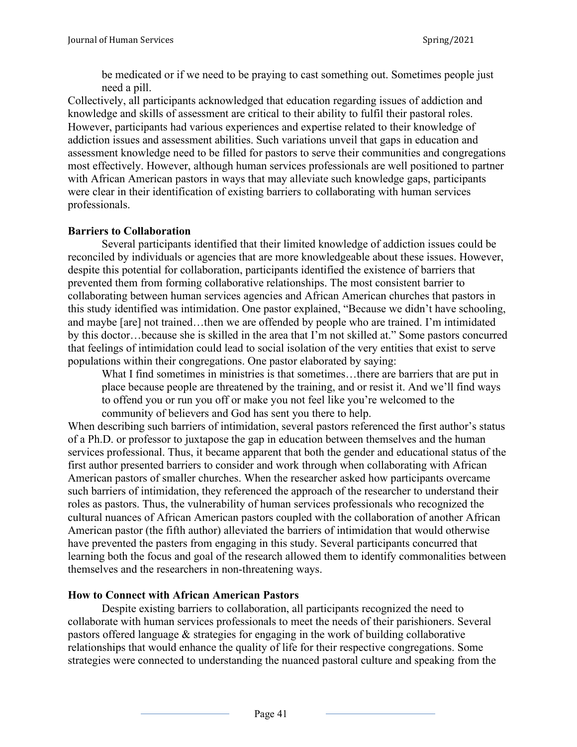> be medicated or if we need to be praying to cast something out. Sometimes people just need a pill.

Collectively, all participants acknowledged that education regarding issues of addiction and knowledge and skills of assessment are critical to their ability to fulfil their pastoral roles. However, participants had various experiences and expertise related to their knowledge of addiction issues and assessment abilities. Such variations unveil that gaps in education and assessment knowledge need to be filled for pastors to serve their communities and congregations most effectively. However, although human services professionals are well positioned to partner with African American pastors in ways that may alleviate such knowledge gaps, participants were clear in their identification of existing barriers to collaborating with human services professionals.

**Barriers to Collaboration**

Several participants identified that their limited knowledge of addiction issues could be reconciled by individuals or agencies that are more knowledgeable about these issues. However, despite this potential for collaboration, participants identified the existence of barriers that prevented them from forming collaborative relationships. The most consistent barrier to collaborating between human services agencies and African American churches that pastors in this study identified was intimidation. One pastor explained, "Because we didn't have schooling, and maybe [are] not trained…then we are offended by people who are trained. I'm intimidated by this doctor…because she is skilled in the area that I'm not skilled at." Some pastors concurred that feelings of intimidation could lead to social isolation of the very entities that exist to serve populations within their congregations. One pastor elaborated by saying:

> What I find sometimes in ministries is that sometimes…there are barriers that are put in place because people are threatened by the training, and or resist it. And we'll find ways to offend you or run you off or make you not feel like you're welcomed to the community of believers and God has sent you there to help.

When describing such barriers of intimidation, several pastors referenced the first author's status of a Ph.D. or professor to juxtapose the gap in education between themselves and the human services professional. Thus, it became apparent that both the gender and educational status of the first author presented barriers to consider and work through when collaborating with African American pastors of smaller churches. When the researcher asked how participants overcame such barriers of intimidation, they referenced the approach of the researcher to understand their roles as pastors. Thus, the vulnerability of human services professionals who recognized the cultural nuances of African American pastors coupled with the collaboration of another African American pastor (the fifth author) alleviated the barriers of intimidation that would otherwise have prevented the pasters from engaging in this study. Several participants concurred that learning both the focus and goal of the research allowed them to identify commonalities between themselves and the researchers in non-threatening ways.

**How to Connect with African American Pastors**

Despite existing barriers to collaboration, all participants recognized the need to collaborate with human services professionals to meet the needs of their parishioners. Several pastors offered language & strategies for engaging in the work of building collaborative relationships that would enhance the quality of life for their respective congregations. Some strategies were connected to understanding the nuanced pastoral culture and speaking from the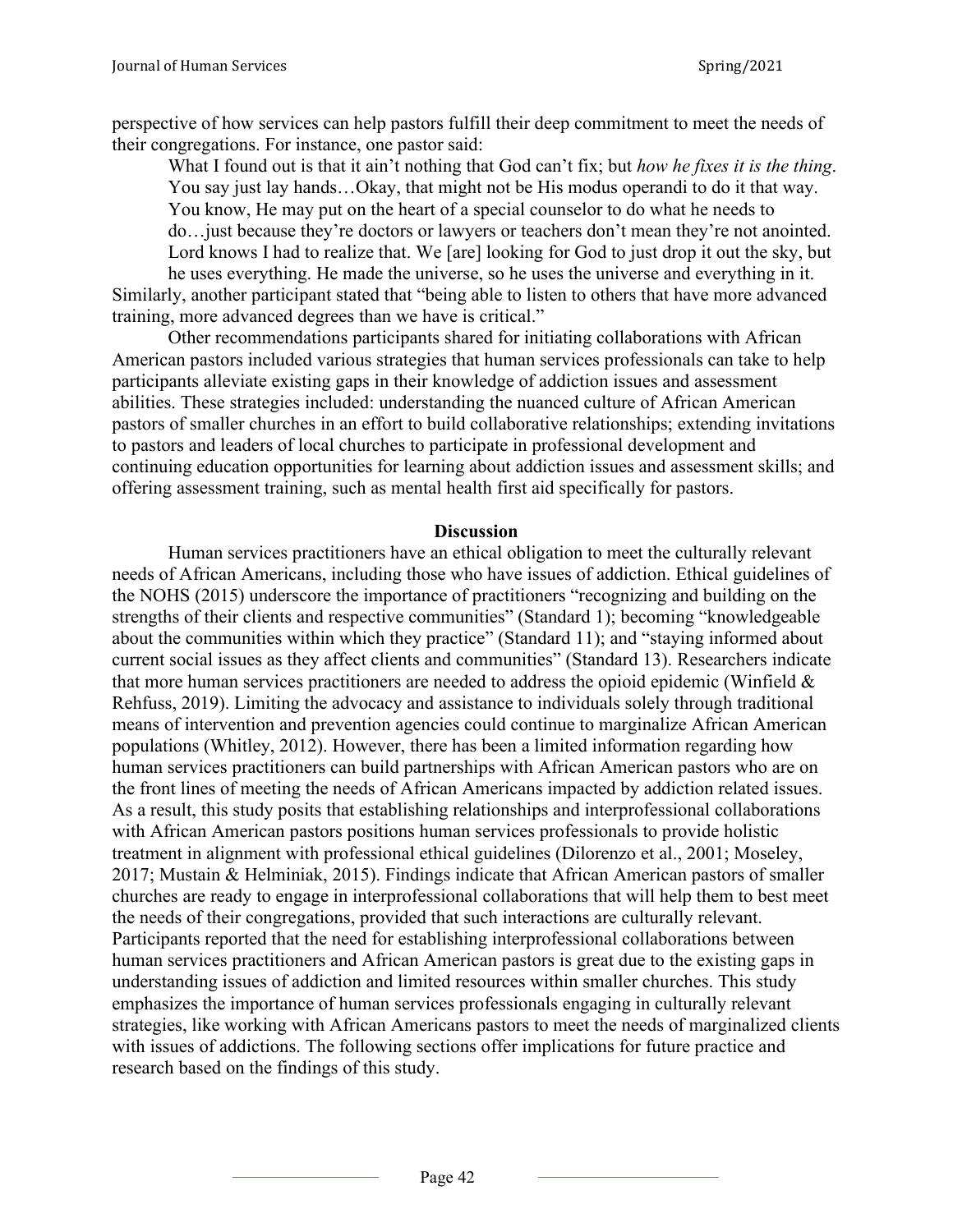perspective of how services can help pastors fulfill their deep commitment to meet the needs of their congregations. For instance, one pastor said:

> What I found out is that it ain't nothing that God can't fix; but *how he fixes it is the thing*. You say just lay hands…Okay, that might not be His modus operandi to do it that way. You know, He may put on the heart of a special counselor to do what he needs to do…just because they're doctors or lawyers or teachers don't mean they're not anointed. Lord knows I had to realize that. We [are] looking for God to just drop it out the sky, but he uses everything. He made the universe, so he uses the universe and everything in it.

Similarly, another participant stated that "being able to listen to others that have more advanced training, more advanced degrees than we have is critical."

Other recommendations participants shared for initiating collaborations with African American pastors included various strategies that human services professionals can take to help participants alleviate existing gaps in their knowledge of addiction issues and assessment abilities. These strategies included: understanding the nuanced culture of African American pastors of smaller churches in an effort to build collaborative relationships; extending invitations to pastors and leaders of local churches to participate in professional development and continuing education opportunities for learning about addiction issues and assessment skills; and offering assessment training, such as mental health first aid specifically for pastors.

## Discussion

Human services practitioners have an ethical obligation to meet the culturally relevant needs of African Americans, including those who have issues of addiction. Ethical guidelines of the NOHS (2015) underscore the importance of practitioners "recognizing and building on the strengths of their clients and respective communities" (Standard 1); becoming "knowledgeable about the communities within which they practice" (Standard 11); and "staying informed about current social issues as they affect clients and communities" (Standard 13). Researchers indicate that more human services practitioners are needed to address the opioid epidemic (Winfield & Rehfuss, 2019). Limiting the advocacy and assistance to individuals solely through traditional means of intervention and prevention agencies could continue to marginalize African American populations (Whitley, 2012). However, there has been a limited information regarding how human services practitioners can build partnerships with African American pastors who are on the front lines of meeting the needs of African Americans impacted by addiction related issues. As a result, this study posits that establishing relationships and interprofessional collaborations with African American pastors positions human services professionals to provide holistic treatment in alignment with professional ethical guidelines (Dilorenzo et al., 2001; Moseley, 2017; Mustain & Helminiak, 2015). Findings indicate that African American pastors of smaller churches are ready to engage in interprofessional collaborations that will help them to best meet the needs of their congregations, provided that such interactions are culturally relevant. Participants reported that the need for establishing interprofessional collaborations between human services practitioners and African American pastors is great due to the existing gaps in understanding issues of addiction and limited resources within smaller churches. This study emphasizes the importance of human services professionals engaging in culturally relevant strategies, like working with African Americans pastors to meet the needs of marginalized clients with issues of addictions. The following sections offer implications for future practice and research based on the findings of this study.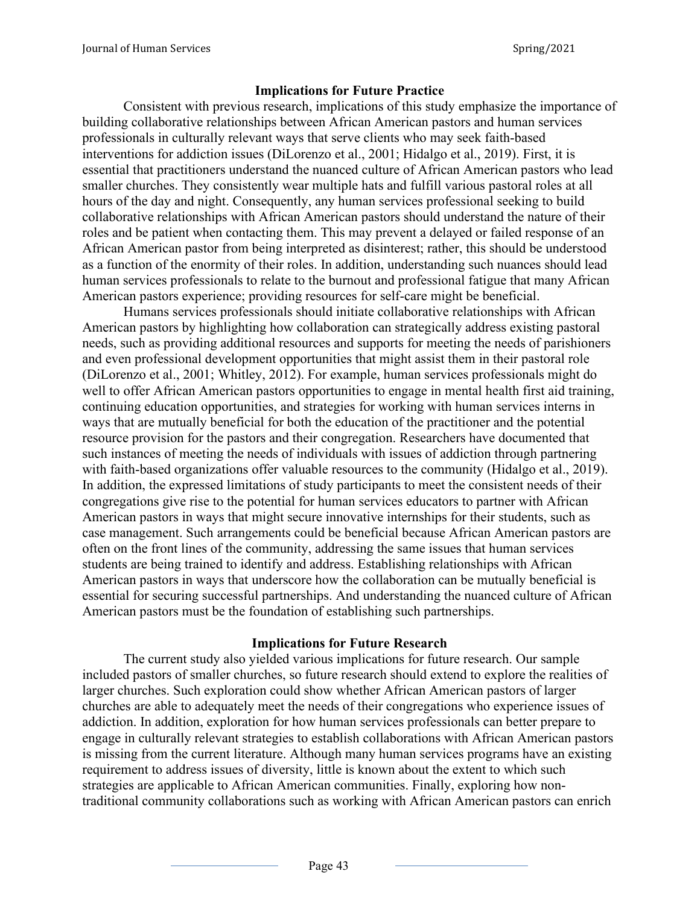## Implications for Future Practice

Consistent with previous research, implications of this study emphasize the importance of building collaborative relationships between African American pastors and human services professionals in culturally relevant ways that serve clients who may seek faith-based interventions for addiction issues (DiLorenzo et al., 2001; Hidalgo et al., 2019). First, it is essential that practitioners understand the nuanced culture of African American pastors who lead smaller churches. They consistently wear multiple hats and fulfill various pastoral roles at all hours of the day and night. Consequently, any human services professional seeking to build collaborative relationships with African American pastors should understand the nature of their roles and be patient when contacting them. This may prevent a delayed or failed response of an African American pastor from being interpreted as disinterest; rather, this should be understood as a function of the enormity of their roles. In addition, understanding such nuances should lead human services professionals to relate to the burnout and professional fatigue that many African American pastors experience; providing resources for self-care might be beneficial.

Humans services professionals should initiate collaborative relationships with African American pastors by highlighting how collaboration can strategically address existing pastoral needs, such as providing additional resources and supports for meeting the needs of parishioners and even professional development opportunities that might assist them in their pastoral role (DiLorenzo et al., 2001; Whitley, 2012). For example, human services professionals might do well to offer African American pastors opportunities to engage in mental health first aid training, continuing education opportunities, and strategies for working with human services interns in ways that are mutually beneficial for both the education of the practitioner and the potential resource provision for the pastors and their congregation. Researchers have documented that such instances of meeting the needs of individuals with issues of addiction through partnering with faith-based organizations offer valuable resources to the community (Hidalgo et al., 2019). In addition, the expressed limitations of study participants to meet the consistent needs of their congregations give rise to the potential for human services educators to partner with African American pastors in ways that might secure innovative internships for their students, such as case management. Such arrangements could be beneficial because African American pastors are often on the front lines of the community, addressing the same issues that human services students are being trained to identify and address. Establishing relationships with African American pastors in ways that underscore how the collaboration can be mutually beneficial is essential for securing successful partnerships. And understanding the nuanced culture of African American pastors must be the foundation of establishing such partnerships.

## Implications for Future Research

The current study also yielded various implications for future research. Our sample included pastors of smaller churches, so future research should extend to explore the realities of larger churches. Such exploration could show whether African American pastors of larger churches are able to adequately meet the needs of their congregations who experience issues of addiction. In addition, exploration for how human services professionals can better prepare to engage in culturally relevant strategies to establish collaborations with African American pastors is missing from the current literature. Although many human services programs have an existing requirement to address issues of diversity, little is known about the extent to which such strategies are applicable to African American communities. Finally, exploring how non-traditional community collaborations such as working with African American pastors can enrich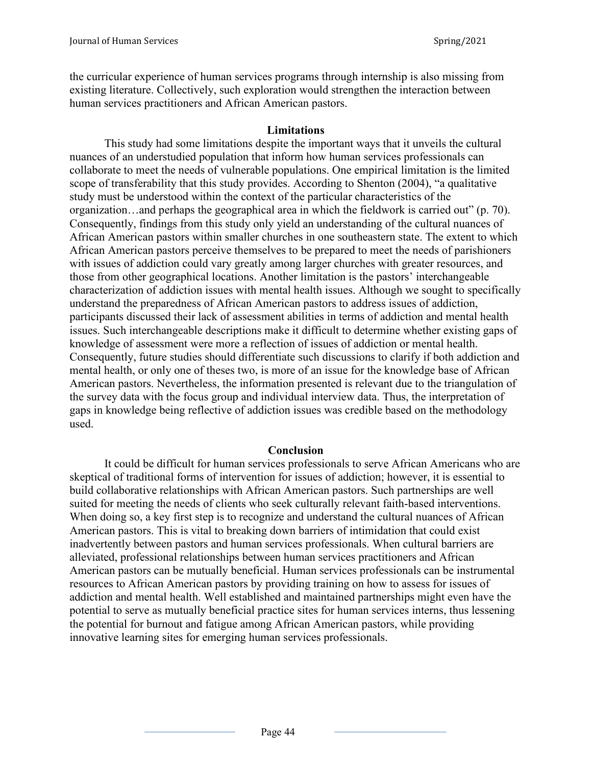the curricular experience of human services programs through internship is also missing from existing literature. Collectively, such exploration would strengthen the interaction between human services practitioners and African American pastors.

## Limitations

This study had some limitations despite the important ways that it unveils the cultural nuances of an understudied population that inform how human services professionals can collaborate to meet the needs of vulnerable populations. One empirical limitation is the limited scope of transferability that this study provides. According to Shenton (2004), "a qualitative study must be understood within the context of the particular characteristics of the organization…and perhaps the geographical area in which the fieldwork is carried out" (p. 70). Consequently, findings from this study only yield an understanding of the cultural nuances of African American pastors within smaller churches in one southeastern state. The extent to which African American pastors perceive themselves to be prepared to meet the needs of parishioners with issues of addiction could vary greatly among larger churches with greater resources, and those from other geographical locations. Another limitation is the pastors' interchangeable characterization of addiction issues with mental health issues. Although we sought to specifically understand the preparedness of African American pastors to address issues of addiction, participants discussed their lack of assessment abilities in terms of addiction and mental health issues. Such interchangeable descriptions make it difficult to determine whether existing gaps of knowledge of assessment were more a reflection of issues of addiction or mental health. Consequently, future studies should differentiate such discussions to clarify if both addiction and mental health, or only one of theses two, is more of an issue for the knowledge base of African American pastors. Nevertheless, the information presented is relevant due to the triangulation of the survey data with the focus group and individual interview data. Thus, the interpretation of gaps in knowledge being reflective of addiction issues was credible based on the methodology used.

## Conclusion

It could be difficult for human services professionals to serve African Americans who are skeptical of traditional forms of intervention for issues of addiction; however, it is essential to build collaborative relationships with African American pastors. Such partnerships are well suited for meeting the needs of clients who seek culturally relevant faith-based interventions. When doing so, a key first step is to recognize and understand the cultural nuances of African American pastors. This is vital to breaking down barriers of intimidation that could exist inadvertently between pastors and human services professionals. When cultural barriers are alleviated, professional relationships between human services practitioners and African American pastors can be mutually beneficial. Human services professionals can be instrumental resources to African American pastors by providing training on how to assess for issues of addiction and mental health. Well established and maintained partnerships might even have the potential to serve as mutually beneficial practice sites for human services interns, thus lessening the potential for burnout and fatigue among African American pastors, while providing innovative learning sites for emerging human services professionals.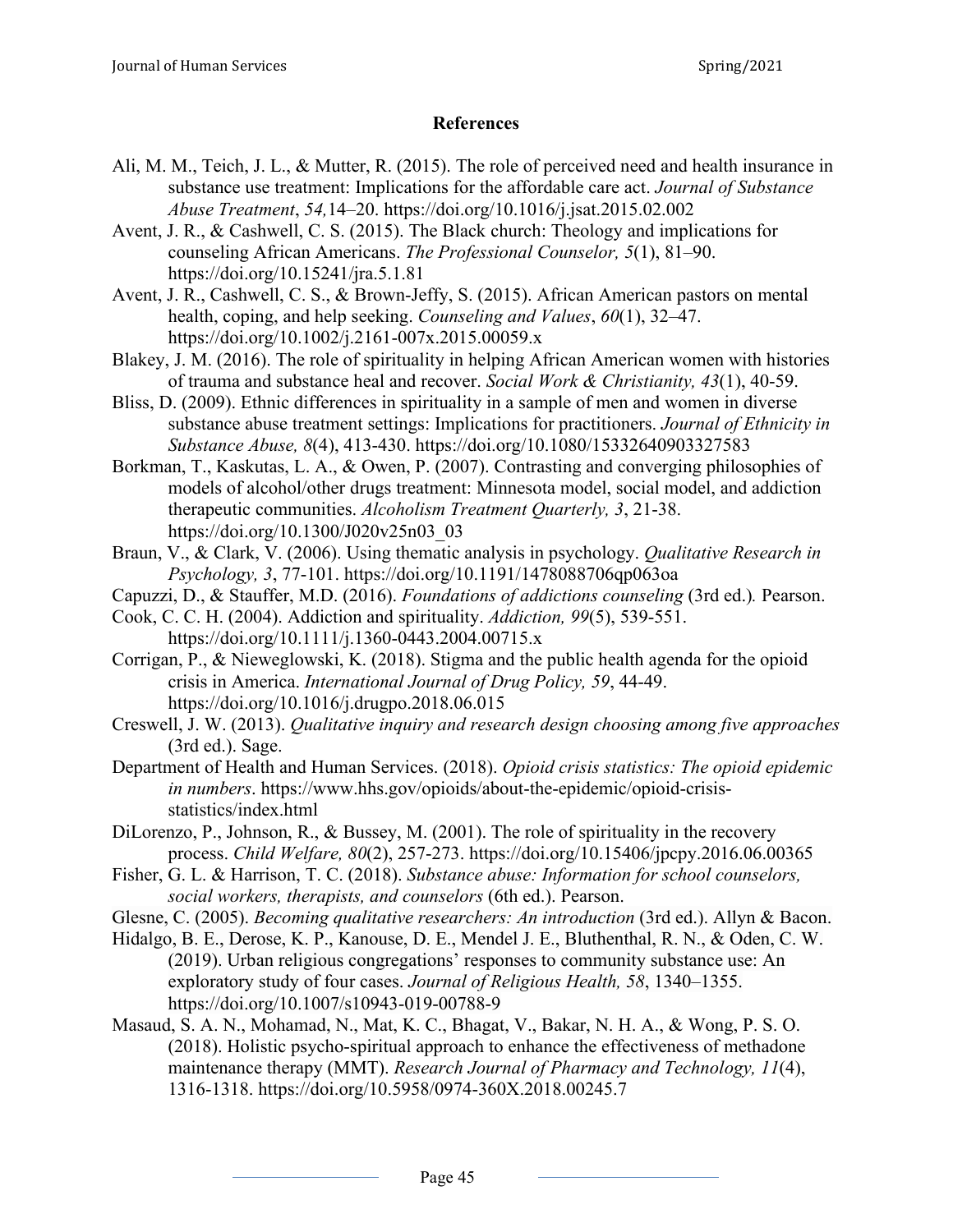## References

Ali, M. M., Teich, J. L., & Mutter, R. (2015). The role of perceived need and health insurance in substance use treatment: Implications for the affordable care act. *Journal of Substance Abuse Treatment*, *54,*14–20. https://doi.org/10.1016/j.jsat.2015.02.002

Avent, J. R., & Cashwell, C. S. (2015). The Black church: Theology and implications for counseling African Americans. *The Professional Counselor, 5*(1), 81–90. https://doi.org/10.15241/jra.5.1.81

Avent, J. R., Cashwell, C. S., & Brown-Jeffy, S. (2015). African American pastors on mental health, coping, and help seeking. *Counseling and Values*, *60*(1), 32–47. https://doi.org/10.1002/j.2161-007x.2015.00059.x

Blakey, J. M. (2016). The role of spirituality in helping African American women with histories of trauma and substance heal and recover. *Social Work & Christianity, 43*(1), 40-59.

Bliss, D. (2009). Ethnic differences in spirituality in a sample of men and women in diverse substance abuse treatment settings: Implications for practitioners. *Journal of Ethnicity in Substance Abuse, 8*(4), 413-430. https://doi.org/10.1080/15332640903327583

Borkman, T., Kaskutas, L. A., & Owen, P. (2007). Contrasting and converging philosophies of models of alcohol/other drugs treatment: Minnesota model, social model, and addiction therapeutic communities. *Alcoholism Treatment Quarterly, 3*, 21-38. https://doi.org/10.1300/J020v25n03_03

Braun, V., & Clark, V. (2006). Using thematic analysis in psychology. *Qualitative Research in Psychology, 3*, 77-101. https://doi.org/10.1191/1478088706qp063oa

Capuzzi, D., & Stauffer, M.D. (2016). *Foundations of addictions counseling* (3rd ed.)*.* Pearson.

Cook, C. C. H. (2004). Addiction and spirituality. *Addiction, 99*(5), 539-551. https://doi.org/10.1111/j.1360-0443.2004.00715.x

Corrigan, P., & Nieweglowski, K. (2018). Stigma and the public health agenda for the opioid crisis in America. *International Journal of Drug Policy, 59*, 44-49. https://doi.org/10.1016/j.drugpo.2018.06.015

Creswell, J. W. (2013). *Qualitative inquiry and research design choosing among five approaches* (3rd ed.). Sage.

Department of Health and Human Services. (2018). *Opioid crisis statistics: The opioid epidemic in numbers*. https://www.hhs.gov/opioids/about-the-epidemic/opioid-crisis-statistics/index.html

DiLorenzo, P., Johnson, R., & Bussey, M. (2001). The role of spirituality in the recovery process. *Child Welfare, 80*(2), 257-273. https://doi.org/10.15406/jpcpy.2016.06.00365

Fisher, G. L. & Harrison, T. C. (2018). *Substance abuse: Information for school counselors, social workers, therapists, and counselors* (6th ed.). Pearson.

Glesne, C. (2005). *Becoming qualitative researchers: An introduction* (3rd ed.). Allyn & Bacon.

Hidalgo, B. E., Derose, K. P., Kanouse, D. E., Mendel J. E., Bluthenthal, R. N., & Oden, C. W. (2019). Urban religious congregations' responses to community substance use: An exploratory study of four cases. *Journal of Religious Health, 58*, 1340–1355. https://doi.org/10.1007/s10943-019-00788-9

Masaud, S. A. N., Mohamad, N., Mat, K. C., Bhagat, V., Bakar, N. H. A., & Wong, P. S. O. (2018). Holistic psycho-spiritual approach to enhance the effectiveness of methadone maintenance therapy (MMT). *Research Journal of Pharmacy and Technology, 11*(4), 1316-1318. https://doi.org/10.5958/0974-360X.2018.00245.7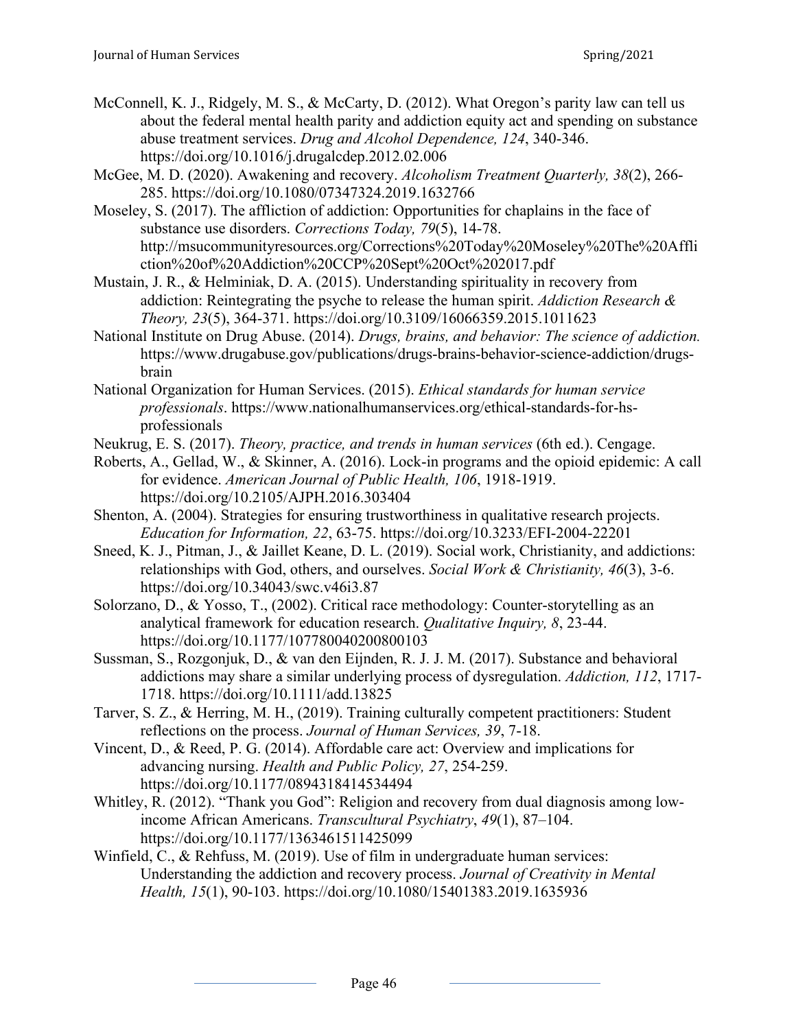McConnell, K. J., Ridgely, M. S., & McCarty, D. (2012). What Oregon's parity law can tell us about the federal mental health parity and addiction equity act and spending on substance abuse treatment services. *Drug and Alcohol Dependence, 124*, 340-346. https://doi.org/10.1016/j.drugalcdep.2012.02.006

McGee, M. D. (2020). Awakening and recovery. *Alcoholism Treatment Quarterly, 38*(2), 266-285. https://doi.org/10.1080/07347324.2019.1632766

Moseley, S. (2017). The affliction of addiction: Opportunities for chaplains in the face of substance use disorders. *Corrections Today, 79*(5), 14-78. http://msucommunityresources.org/Corrections%20Today%20Moseley%20The%20Affliction%20of%20Addiction%20CCP%20Sept%20Oct%202017.pdf

Mustain, J. R., & Helminiak, D. A. (2015). Understanding spirituality in recovery from addiction: Reintegrating the psyche to release the human spirit. *Addiction Research & Theory, 23*(5), 364-371. https://doi.org/10.3109/16066359.2015.1011623

National Institute on Drug Abuse. (2014). *Drugs, brains, and behavior: The science of addiction.* https://www.drugabuse.gov/publications/drugs-brains-behavior-science-addiction/drugs-brain

National Organization for Human Services. (2015). *Ethical standards for human service professionals*. https://www.nationalhumanservices.org/ethical-standards-for-hs-professionals

Neukrug, E. S. (2017). *Theory, practice, and trends in human services* (6th ed.). Cengage.

Roberts, A., Gellad, W., & Skinner, A. (2016). Lock-in programs and the opioid epidemic: A call for evidence. *American Journal of Public Health, 106*, 1918-1919. https://doi.org/10.2105/AJPH.2016.303404

Shenton, A. (2004). Strategies for ensuring trustworthiness in qualitative research projects. *Education for Information, 22*, 63-75. https://doi.org/10.3233/EFI-2004-22201

Sneed, K. J., Pitman, J., & Jaillet Keane, D. L. (2019). Social work, Christianity, and addictions: relationships with God, others, and ourselves. *Social Work & Christianity, 46*(3), 3-6. https://doi.org/10.34043/swc.v46i3.87

Solorzano, D., & Yosso, T., (2002). Critical race methodology: Counter-storytelling as an analytical framework for education research. *Qualitative Inquiry, 8*, 23-44. https://doi.org/10.1177/107780040200800103

Sussman, S., Rozgonjuk, D., & van den Eijnden, R. J. J. M. (2017). Substance and behavioral addictions may share a similar underlying process of dysregulation. *Addiction, 112*, 1717-1718. https://doi.org/10.1111/add.13825

Tarver, S. Z., & Herring, M. H., (2019). Training culturally competent practitioners: Student reflections on the process. *Journal of Human Services, 39*, 7-18.

Vincent, D., & Reed, P. G. (2014). Affordable care act: Overview and implications for advancing nursing. *Health and Public Policy, 27*, 254-259. https://doi.org/10.1177/0894318414534494

Whitley, R. (2012). "Thank you God": Religion and recovery from dual diagnosis among low-income African Americans. *Transcultural Psychiatry*, *49*(1), 87–104. https://doi.org/10.1177/1363461511425099

Winfield, C., & Rehfuss, M. (2019). Use of film in undergraduate human services: Understanding the addiction and recovery process. *Journal of Creativity in Mental Health, 15*(1), 90-103. https://doi.org/10.1080/15401383.2019.1635936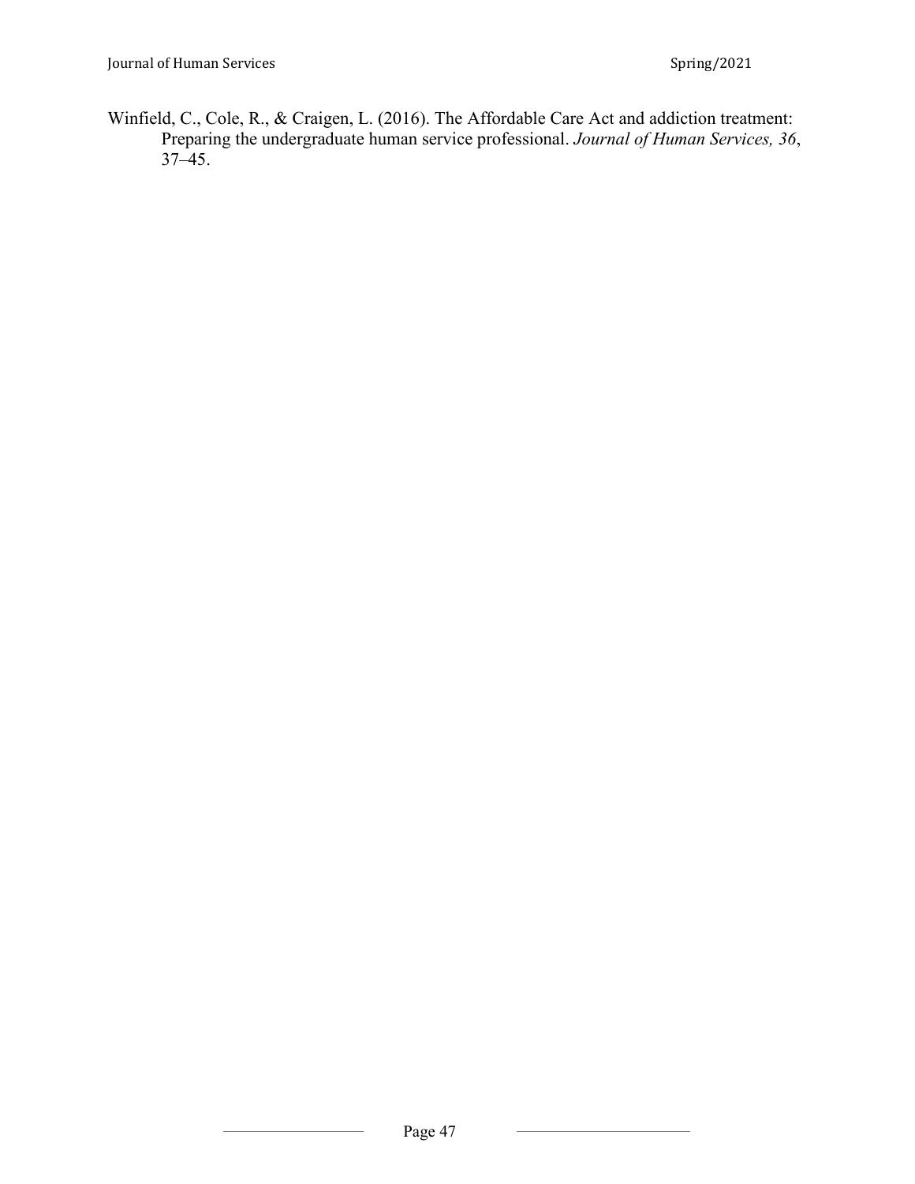Winfield, C., Cole, R., & Craigen, L. (2016). The Affordable Care Act and addiction treatment: Preparing the undergraduate human service professional. *Journal of Human Services, 36*, 37–45.